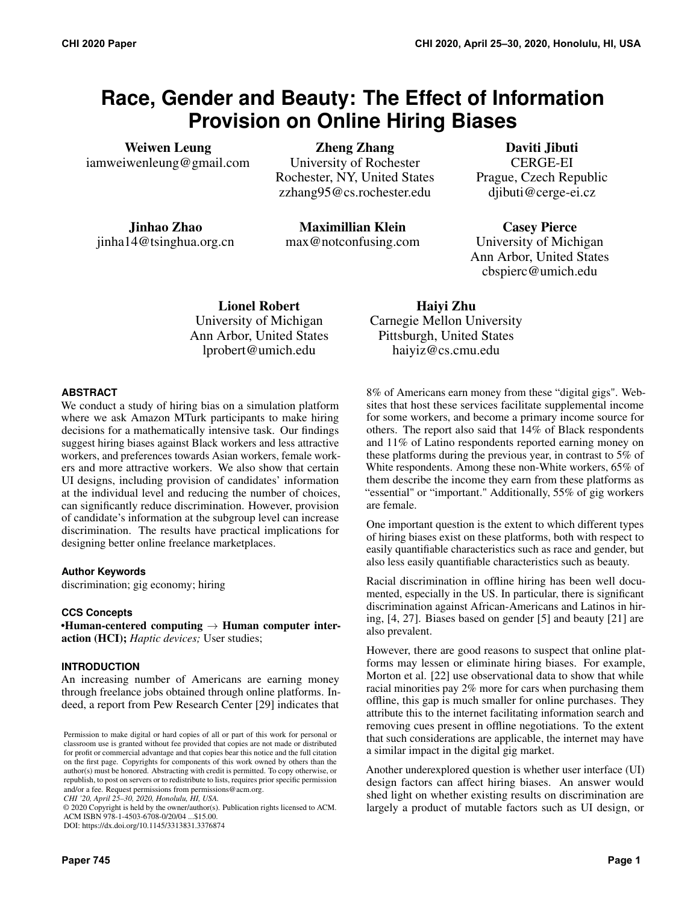# Race, Gender and Beauty: The Effect of Information Provision on Online Hiring Biases

**Weiwen Leung**
iamweiwenleung@gmail.com

**Zheng Zhang**
University of Rochester
Rochester, NY, United States
zzhang95@cs.rochester.edu

**Daviti Jibuti**
CERGE-EI
Prague, Czech Republic
djibuti@cerge-ei.cz

**Jinhao Zhao**
jinha14@tsinghua.org.cn

**Maximillian Klein**
max@notconfusing.com

**Casey Pierce**
University of Michigan
Ann Arbor, United States
cbspierc@umich.edu

**Lionel Robert**
University of Michigan
Ann Arbor, United States
lprobert@umich.edu

**Haiyi Zhu**
Carnegie Mellon University
Pittsburgh, United States
haiyiz@cs.cmu.edu

## ABSTRACT

We conduct a study of hiring bias on a simulation platform where we ask Amazon MTurk participants to make hiring decisions for a mathematically intensive task. Our findings suggest hiring biases against Black workers and less attractive workers, and preferences towards Asian workers, female workers and more attractive workers. We also show that certain UI designs, including provision of candidates' information at the individual level and reducing the number of choices, can significantly reduce discrimination. However, provision of candidate's information at the subgroup level can increase discrimination. The results have practical implications for designing better online freelance marketplaces.

### Author Keywords

discrimination; gig economy; hiring

### CCS Concepts

•**Human-centered computing** → **Human computer interaction (HCI);** *Haptic devices;* User studies;

## INTRODUCTION

An increasing number of Americans are earning money through freelance jobs obtained through online platforms. Indeed, a report from Pew Research Center [29] indicates that 8% of Americans earn money from these "digital gigs". Websites that host these services facilitate supplemental income for some workers, and become a primary income source for others. The report also said that 14% of Black respondents and 11% of Latino respondents reported earning money on these platforms during the previous year, in contrast to 5% of White respondents. Among these non-White workers, 65% of them describe the income they earn from these platforms as "essential" or "important." Additionally, 55% of gig workers are female.

One important question is the extent to which different types of hiring biases exist on these platforms, both with respect to easily quantifiable characteristics such as race and gender, but also less easily quantifiable characteristics such as beauty.

Racial discrimination in offline hiring has been well documented, especially in the US. In particular, there is significant discrimination against African-Americans and Latinos in hiring, [4, 27]. Biases based on gender [5] and beauty [21] are also prevalent.

However, there are good reasons to suspect that online platforms may lessen or eliminate hiring biases. For example, Morton et al. [22] use observational data to show that while racial minorities pay 2% more for cars when purchasing them offline, this gap is much smaller for online purchases. They attribute this to the internet facilitating information search and removing cues present in offline negotiations. To the extent that such considerations are applicable, the internet may have a similar impact in the digital gig market.

Another underexplored question is whether user interface (UI) design factors can affect hiring biases. An answer would shed light on whether existing results on discrimination are largely a product of mutable factors such as UI design, or

Permission to make digital or hard copies of all or part of this work for personal or classroom use is granted without fee provided that copies are not made or distributed for profit or commercial advantage and that copies bear this notice and the full citation on the first page. Copyrights for components of this work owned by others than the author(s) must be honored. Abstracting with credit is permitted. To copy otherwise, or republish, to post on servers or to redistribute to lists, requires prior specific permission and/or a fee. Request permissions from permissions@acm.org.
*CHI '20, April 25–30, 2020, Honolulu, HI, USA.*
© 2020 Copyright is held by the owner/author(s). Publication rights licensed to ACM.
ACM ISBN 978-1-4503-6708-0/20/04 ...$15.00.
DOI: https://dx.doi.org/10.1145/3313831.3376874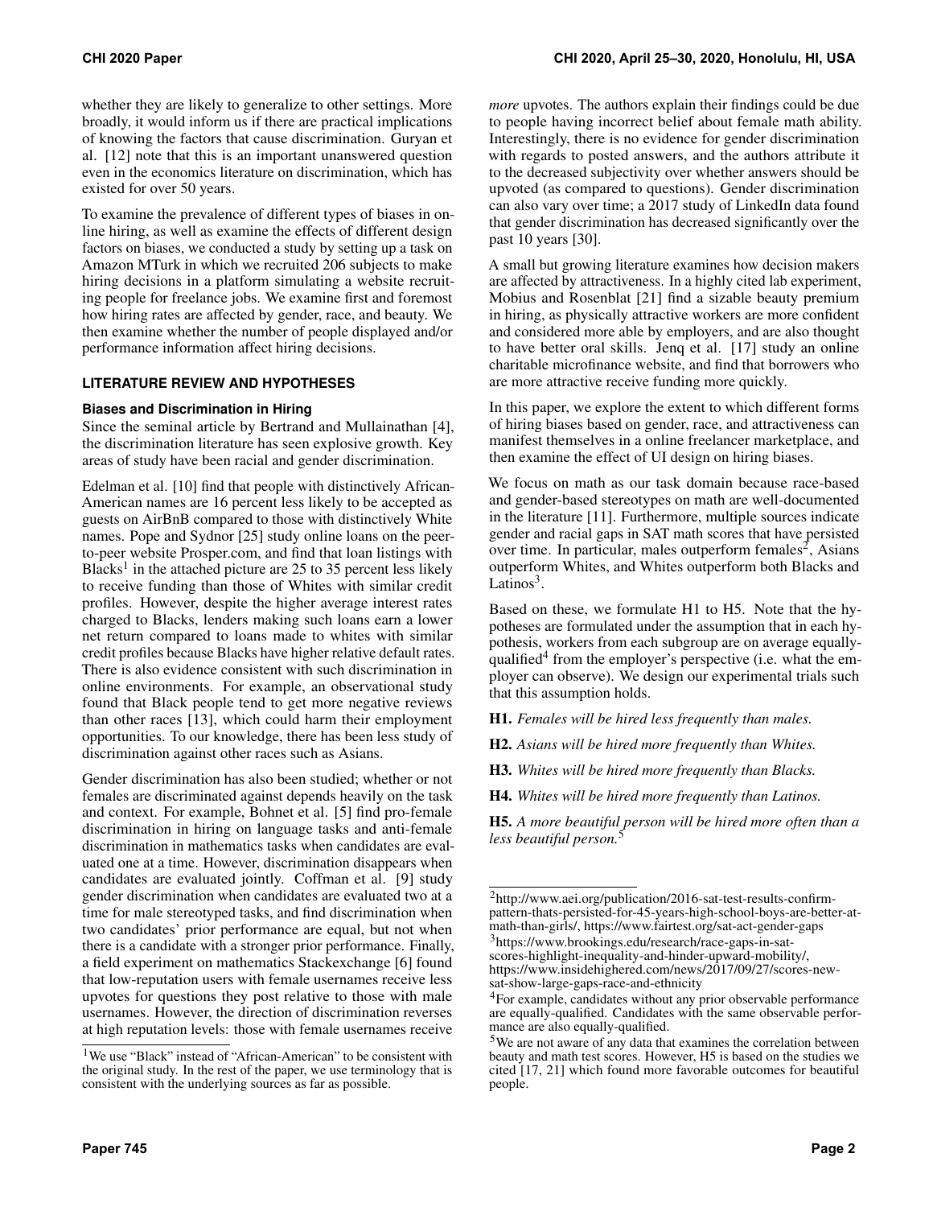whether they are likely to generalize to other settings. More broadly, it would inform us if there are practical implications of knowing the factors that cause discrimination. Guryan et al. [12] note that this is an important unanswered question even in the economics literature on discrimination, which has existed for over 50 years.

To examine the prevalence of different types of biases in online hiring, as well as examine the effects of different design factors on biases, we conducted a study by setting up a task on Amazon MTurk in which we recruited 206 subjects to make hiring decisions in a platform simulating a website recruiting people for freelance jobs. We examine first and foremost how hiring rates are affected by gender, race, and beauty. We then examine whether the number of people displayed and/or performance information affect hiring decisions.

## LITERATURE REVIEW AND HYPOTHESES

### Biases and Discrimination in Hiring

Since the seminal article by Bertrand and Mullainathan [4], the discrimination literature has seen explosive growth. Key areas of study have been racial and gender discrimination.

Edelman et al. [10] find that people with distinctively African-American names are 16 percent less likely to be accepted as guests on AirBnB compared to those with distinctively White names. Pope and Sydnor [25] study online loans on the peer-to-peer website Prosper.com, and find that loan listings with Blacks[1] in the attached picture are 25 to 35 percent less likely to receive funding than those of Whites with similar credit profiles. However, despite the higher average interest rates charged to Blacks, lenders making such loans earn a lower net return compared to loans made to whites with similar credit profiles because Blacks have higher relative default rates. There is also evidence consistent with such discrimination in online environments. For example, an observational study found that Black people tend to get more negative reviews than other races [13], which could harm their employment opportunities. To our knowledge, there has been less study of discrimination against other races such as Asians.

Gender discrimination has also been studied; whether or not females are discriminated against depends heavily on the task and context. For example, Bohnet et al. [5] find pro-female discrimination in hiring on language tasks and anti-female discrimination in mathematics tasks when candidates are evaluated one at a time. However, discrimination disappears when candidates are evaluated jointly. Coffman et al. [9] study gender discrimination when candidates are evaluated two at a time for male stereotyped tasks, and find discrimination when two candidates' prior performance are equal, but not when there is a candidate with a stronger prior performance. Finally, a field experiment on mathematics Stackexchange [6] found that low-reputation users with female usernames receive less upvotes for questions they post relative to those with male usernames. However, the direction of discrimination reverses at high reputation levels: those with female usernames receive *more* upvotes. The authors explain their findings could be due to people having incorrect belief about female math ability. Interestingly, there is no evidence for gender discrimination with regards to posted answers, and the authors attribute it to the decreased subjectivity over whether answers should be upvoted (as compared to questions). Gender discrimination can also vary over time; a 2017 study of LinkedIn data found that gender discrimination has decreased significantly over the past 10 years [30].

A small but growing literature examines how decision makers are affected by attractiveness. In a highly cited lab experiment, Mobius and Rosenblat [21] find a sizable beauty premium in hiring, as physically attractive workers are more confident and considered more able by employers, and are also thought to have better oral skills. Jenq et al. [17] study an online charitable microfinance website, and find that borrowers who are more attractive receive funding more quickly.

In this paper, we explore the extent to which different forms of hiring biases based on gender, race, and attractiveness can manifest themselves in a online freelancer marketplace, and then examine the effect of UI design on hiring biases.

We focus on math as our task domain because race-based and gender-based stereotypes on math are well-documented in the literature [11]. Furthermore, multiple sources indicate gender and racial gaps in SAT math scores that have persisted over time. In particular, males outperform females[2], Asians outperform Whites, and Whites outperform both Blacks and Latinos[3].

Based on these, we formulate H1 to H5. Note that the hypotheses are formulated under the assumption that in each hypothesis, workers from each subgroup are on average equally-qualified[4] from the employer's perspective (i.e. what the employer can observe). We design our experimental trials such that this assumption holds.

**H1.** *Females will be hired less frequently than males.*

**H2.** *Asians will be hired more frequently than Whites.*

**H3.** *Whites will be hired more frequently than Blacks.*

**H4.** *Whites will be hired more frequently than Latinos.*

**H5.** *A more beautiful person will be hired more often than a less beautiful person.*[5]

---

[1] We use "Black" instead of "African-American" to be consistent with the original study. In the rest of the paper, we use terminology that is consistent with the underlying sources as far as possible.

[2] http://www.aei.org/publication/2016-sat-test-results-confirm-pattern-thats-persisted-for-45-years-high-school-boys-are-better-at-math-than-girls/, https://www.fairtest.org/sat-act-gender-gaps

[3] https://www.brookings.edu/research/race-gaps-in-sat-scores-highlight-inequality-and-hinder-upward-mobility/, https://www.insidehighered.com/news/2017/09/27/scores-new-sat-show-large-gaps-race-and-ethnicity

[4] For example, candidates without any prior observable performance are equally-qualified. Candidates with the same observable performance are also equally-qualified.

[5] We are not aware of any data that examines the correlation between beauty and math test scores. However, H5 is based on the studies we cited [17, 21] which found more favorable outcomes for beautiful people.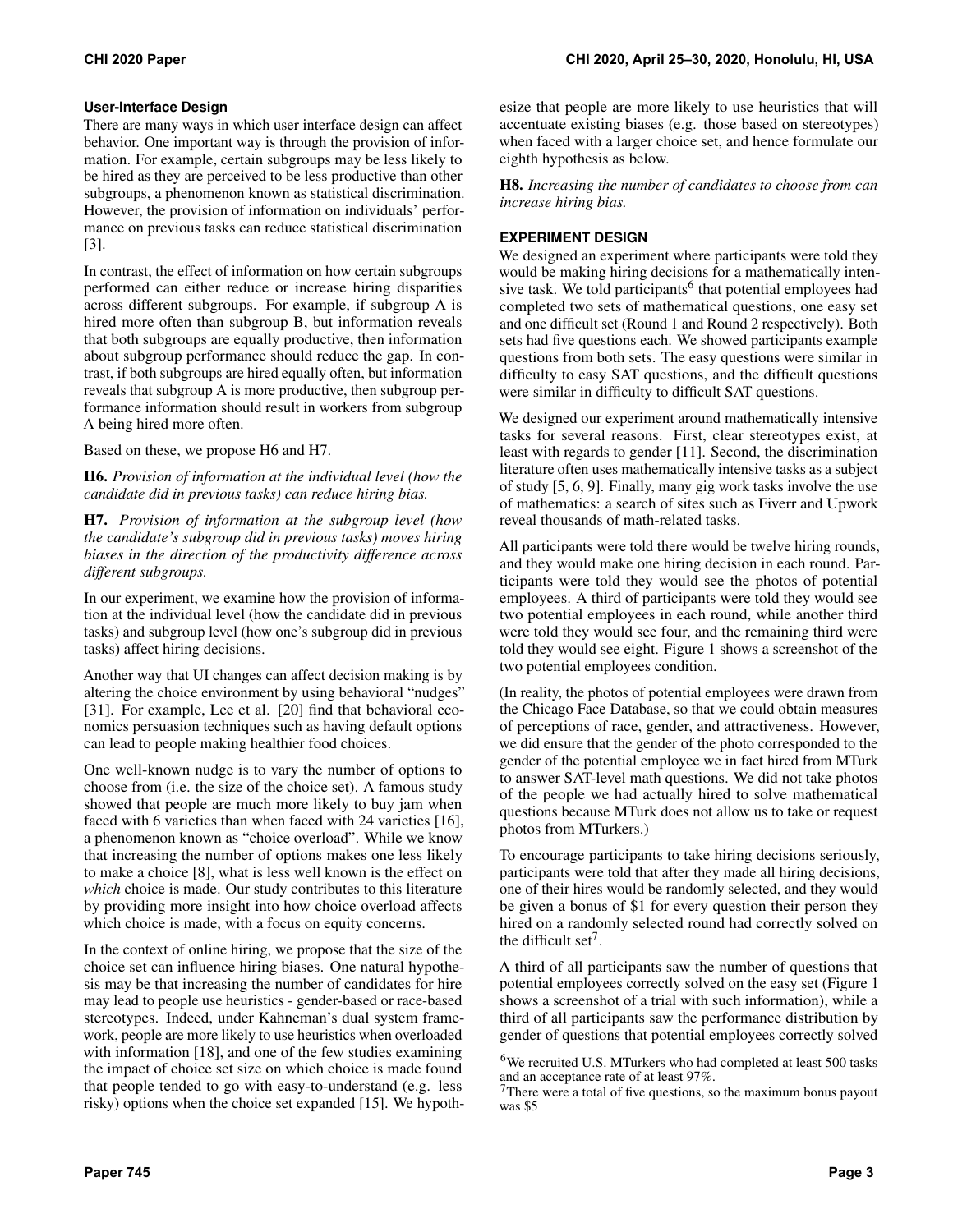### User-Interface Design

There are many ways in which user interface design can affect behavior. One important way is through the provision of information. For example, certain subgroups may be less likely to be hired as they are perceived to be less productive than other subgroups, a phenomenon known as statistical discrimination. However, the provision of information on individuals' performance on previous tasks can reduce statistical discrimination [3].

In contrast, the effect of information on how certain subgroups performed can either reduce or increase hiring disparities across different subgroups. For example, if subgroup A is hired more often than subgroup B, but information reveals that both subgroups are equally productive, then information about subgroup performance should reduce the gap. In contrast, if both subgroups are hired equally often, but information reveals that subgroup A is more productive, then subgroup performance information should result in workers from subgroup A being hired more often.

Based on these, we propose H6 and H7.

**H6.** *Provision of information at the individual level (how the candidate did in previous tasks) can reduce hiring bias.*

**H7.** *Provision of information at the subgroup level (how the candidate's subgroup did in previous tasks) moves hiring biases in the direction of the productivity difference across different subgroups.*

In our experiment, we examine how the provision of information at the individual level (how the candidate did in previous tasks) and subgroup level (how one's subgroup did in previous tasks) affect hiring decisions.

Another way that UI changes can affect decision making is by altering the choice environment by using behavioral "nudges" [31]. For example, Lee et al. [20] find that behavioral economics persuasion techniques such as having default options can lead to people making healthier food choices.

One well-known nudge is to vary the number of options to choose from (i.e. the size of the choice set). A famous study showed that people are much more likely to buy jam when faced with 6 varieties than when faced with 24 varieties [16], a phenomenon known as "choice overload". While we know that increasing the number of options makes one less likely to make a choice [8], what is less well known is the effect on *which* choice is made. Our study contributes to this literature by providing more insight into how choice overload affects which choice is made, with a focus on equity concerns.

In the context of online hiring, we propose that the size of the choice set can influence hiring biases. One natural hypothesis may be that increasing the number of candidates for hire may lead to people use heuristics - gender-based or race-based stereotypes. Indeed, under Kahneman's dual system framework, people are more likely to use heuristics when overloaded with information [18], and one of the few studies examining the impact of choice set size on which choice is made found that people tended to go with easy-to-understand (e.g. less risky) options when the choice set expanded [15]. We hypothesize that people are more likely to use heuristics that will accentuate existing biases (e.g. those based on stereotypes) when faced with a larger choice set, and hence formulate our eighth hypothesis as below.

**H8.** *Increasing the number of candidates to choose from can increase hiring bias.*

## EXPERIMENT DESIGN

We designed an experiment where participants were told they would be making hiring decisions for a mathematically intensive task. We told participants[6] that potential employees had completed two sets of mathematical questions, one easy set and one difficult set (Round 1 and Round 2 respectively). Both sets had five questions each. We showed participants example questions from both sets. The easy questions were similar in difficulty to easy SAT questions, and the difficult questions were similar in difficulty to difficult SAT questions.

We designed our experiment around mathematically intensive tasks for several reasons. First, clear stereotypes exist, at least with regards to gender [11]. Second, the discrimination literature often uses mathematically intensive tasks as a subject of study [5, 6, 9]. Finally, many gig work tasks involve the use of mathematics: a search of sites such as Fiverr and Upwork reveal thousands of math-related tasks.

All participants were told there would be twelve hiring rounds, and they would make one hiring decision in each round. Participants were told they would see the photos of potential employees. A third of participants were told they would see two potential employees in each round, while another third were told they would see four, and the remaining third were told they would see eight. Figure 1 shows a screenshot of the two potential employees condition.

(In reality, the photos of potential employees were drawn from the Chicago Face Database, so that we could obtain measures of perceptions of race, gender, and attractiveness. However, we did ensure that the gender of the photo corresponded to the gender of the potential employee we in fact hired from MTurk to answer SAT-level math questions. We did not take photos of the people we had actually hired to solve mathematical questions because MTurk does not allow us to take or request photos from MTurkers.)

To encourage participants to take hiring decisions seriously, participants were told that after they made all hiring decisions, one of their hires would be randomly selected, and they would be given a bonus of $1 for every question their person they hired on a randomly selected round had correctly solved on the difficult set[7].

A third of all participants saw the number of questions that potential employees correctly solved on the easy set (Figure 1 shows a screenshot of a trial with such information), while a third of all participants saw the performance distribution by gender of questions that potential employees correctly solved

[6] We recruited U.S. MTurkers who had completed at least 500 tasks and an acceptance rate of at least 97%.

[7] There were a total of five questions, so the maximum bonus payout was $5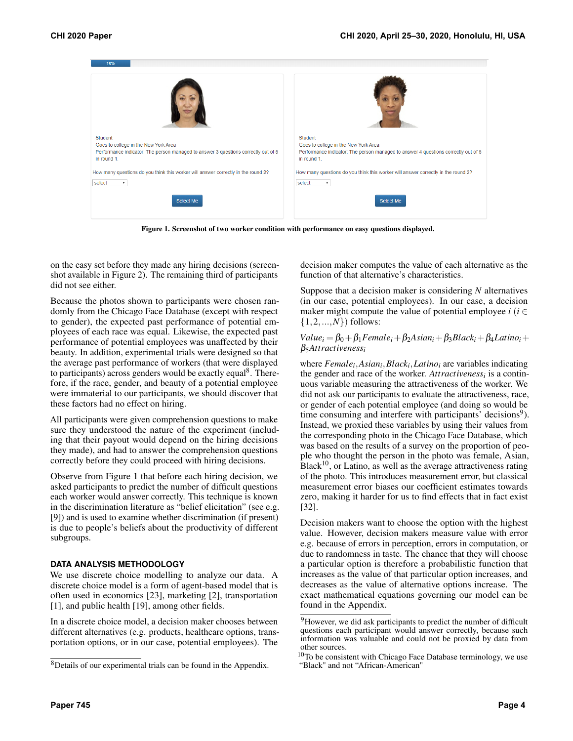Figure 1. Screenshot of two worker condition with performance on easy questions displayed.

on the easy set before they made any hiring decisions (screenshot available in Figure 2). The remaining third of participants did not see either.

Because the photos shown to participants were chosen randomly from the Chicago Face Database (except with respect to gender), the expected past performance of potential employees of each race was equal. Likewise, the expected past performance of potential employees was unaffected by their beauty. In addition, experimental trials were designed so that the average past performance of workers (that were displayed to participants) across genders would be exactly equal[8]. Therefore, if the race, gender, and beauty of a potential employee were immaterial to our participants, we should discover that these factors had no effect on hiring.

All participants were given comprehension questions to make sure they understood the nature of the experiment (including that their payout would depend on the hiring decisions they made), and had to answer the comprehension questions correctly before they could proceed with hiring decisions.

Observe from Figure 1 that before each hiring decision, we asked participants to predict the number of difficult questions each worker would answer correctly. This technique is known in the discrimination literature as "belief elicitation" (see e.g. [9]) and is used to examine whether discrimination (if present) is due to people's beliefs about the productivity of different subgroups.

## DATA ANALYSIS METHODOLOGY

We use discrete choice modelling to analyze our data. A discrete choice model is a form of agent-based model that is often used in economics [23], marketing [2], transportation [1], and public health [19], among other fields.

In a discrete choice model, a decision maker chooses between different alternatives (e.g. products, healthcare options, transportation options, or in our case, potential employees). The decision maker computes the value of each alternative as the function of that alternative's characteristics.

Suppose that a decision maker is considering $N$ alternatives (in our case, potential employees). In our case, a decision maker might compute the value of potential employee $i$ ($i \in \{1, 2, ..., N\}$) follows:

$$Value_i = \beta_0 + \beta_1 Female_i + \beta_2 Asian_i + \beta_3 Black_i + \beta_4 Latino_i + \beta_5 Attractiveness_i$$

where $Female_i, Asian_i, Black_i, Latino_i$ are variables indicating the gender and race of the worker. $Attractiveness_i$ is a continuous variable measuring the attractiveness of the worker. We did not ask our participants to evaluate the attractiveness, race, or gender of each potential employee (and doing so would be time consuming and interfere with participants' decisions[9]). Instead, we proxied these variables by using their values from the corresponding photo in the Chicago Face Database, which was based on the results of a survey on the proportion of people who thought the person in the photo was female, Asian, Black[10], or Latino, as well as the average attractiveness rating of the photo. This introduces measurement error, but classical measurement error biases our coefficient estimates towards zero, making it harder for us to find effects that in fact exist [32].

Decision makers want to choose the option with the highest value. However, decision makers measure value with error e.g. because of errors in perception, errors in computation, or due to randomness in taste. The chance that they will choose a particular option is therefore a probabilistic function that increases as the value of that particular option increases, and decreases as the value of alternative options increase. The exact mathematical equations governing our model can be found in the Appendix.

[8] Details of our experimental trials can be found in the Appendix.

[9] However, we did ask participants to predict the number of difficult questions each participant would answer correctly, because such information was valuable and could not be proxied by data from other sources.

[10] To be consistent with Chicago Face Database terminology, we use "Black" and not "African-American"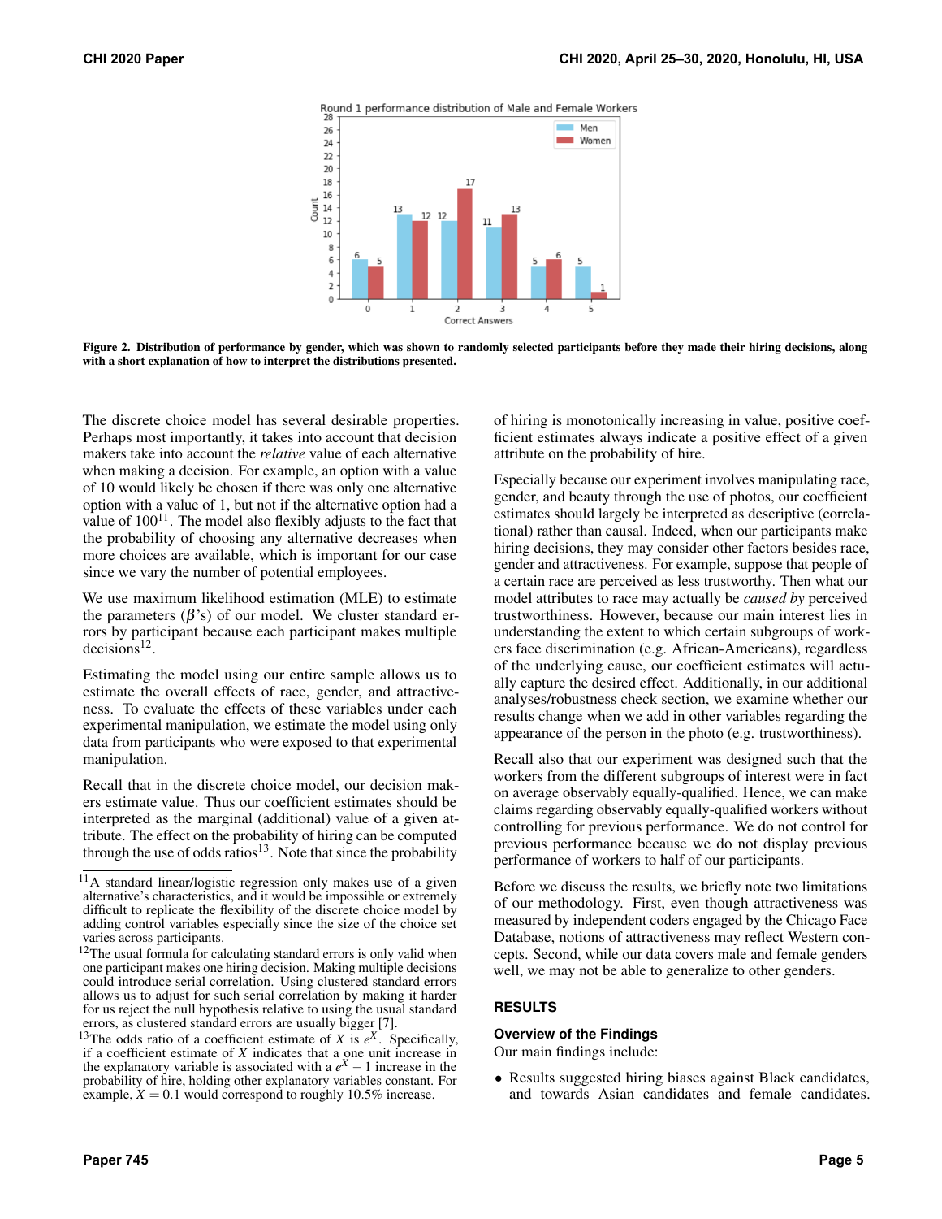Figure 2. Distribution of performance by gender, which was shown to randomly selected participants before they made their hiring decisions, along with a short explanation of how to interpret the distributions presented.

The discrete choice model has several desirable properties. Perhaps most importantly, it takes into account that decision makers take into account the *relative* value of each alternative when making a decision. For example, an option with a value of 10 would likely be chosen if there was only one alternative option with a value of 1, but not if the alternative option had a value of 100[11]. The model also flexibly adjusts to the fact that the probability of choosing any alternative decreases when more choices are available, which is important for our case since we vary the number of potential employees.

We use maximum likelihood estimation (MLE) to estimate the parameters ($\beta$'s) of our model. We cluster standard errors by participant because each participant makes multiple decisions[12].

Estimating the model using our entire sample allows us to estimate the overall effects of race, gender, and attractiveness. To evaluate the effects of these variables under each experimental manipulation, we estimate the model using only data from participants who were exposed to that experimental manipulation.

Recall that in the discrete choice model, our decision makers estimate value. Thus our coefficient estimates should be interpreted as the marginal (additional) value of a given attribute. The effect on the probability of hiring can be computed through the use of odds ratios[13]. Note that since the probability of hiring is monotonically increasing in value, positive coefficient estimates always indicate a positive effect of a given attribute on the probability of hire.

Especially because our experiment involves manipulating race, gender, and beauty through the use of photos, our coefficient estimates should largely be interpreted as descriptive (correlational) rather than causal. Indeed, when our participants make hiring decisions, they may consider other factors besides race, gender and attractiveness. For example, suppose that people of a certain race are perceived as less trustworthy. Then what our model attributes to race may actually be *caused by* perceived trustworthiness. However, because our main interest lies in understanding the extent to which certain subgroups of workers face discrimination (e.g. African-Americans), regardless of the underlying cause, our coefficient estimates will actually capture the desired effect. Additionally, in our additional analyses/robustness check section, we examine whether our results change when we add in other variables regarding the appearance of the person in the photo (e.g. trustworthiness).

Recall also that our experiment was designed such that the workers from the different subgroups of interest were in fact on average observably equally-qualified. Hence, we can make claims regarding observably equally-qualified workers without controlling for previous performance. We do not control for previous performance because we do not display previous performance of workers to half of our participants.

Before we discuss the results, we briefly note two limitations of our methodology. First, even though attractiveness was measured by independent coders engaged by the Chicago Face Database, notions of attractiveness may reflect Western concepts. Second, while our data covers male and female genders well, we may not be able to generalize to other genders.

## RESULTS

### Overview of the Findings

Our main findings include:

- Results suggested hiring biases against Black candidates, and towards Asian candidates and female candidates.

---

[11] A standard linear/logistic regression only makes use of a given alternative's characteristics, and it would be impossible or extremely difficult to replicate the flexibility of the discrete choice model by adding control variables especially since the size of the choice set varies across participants.

[12] The usual formula for calculating standard errors is only valid when one participant makes one hiring decision. Making multiple decisions could introduce serial correlation. Using clustered standard errors allows us to adjust for such serial correlation by making it harder for us reject the null hypothesis relative to using the usual standard errors, as clustered standard errors are usually bigger [7].

[13] The odds ratio of a coefficient estimate of $X$ is $e^X$. Specifically, if a coefficient estimate of $X$ indicates that a one unit increase in the explanatory variable is associated with a $e^X - 1$ increase in the probability of hire, holding other explanatory variables constant. For example, $X = 0.1$ would correspond to roughly 10.5% increase.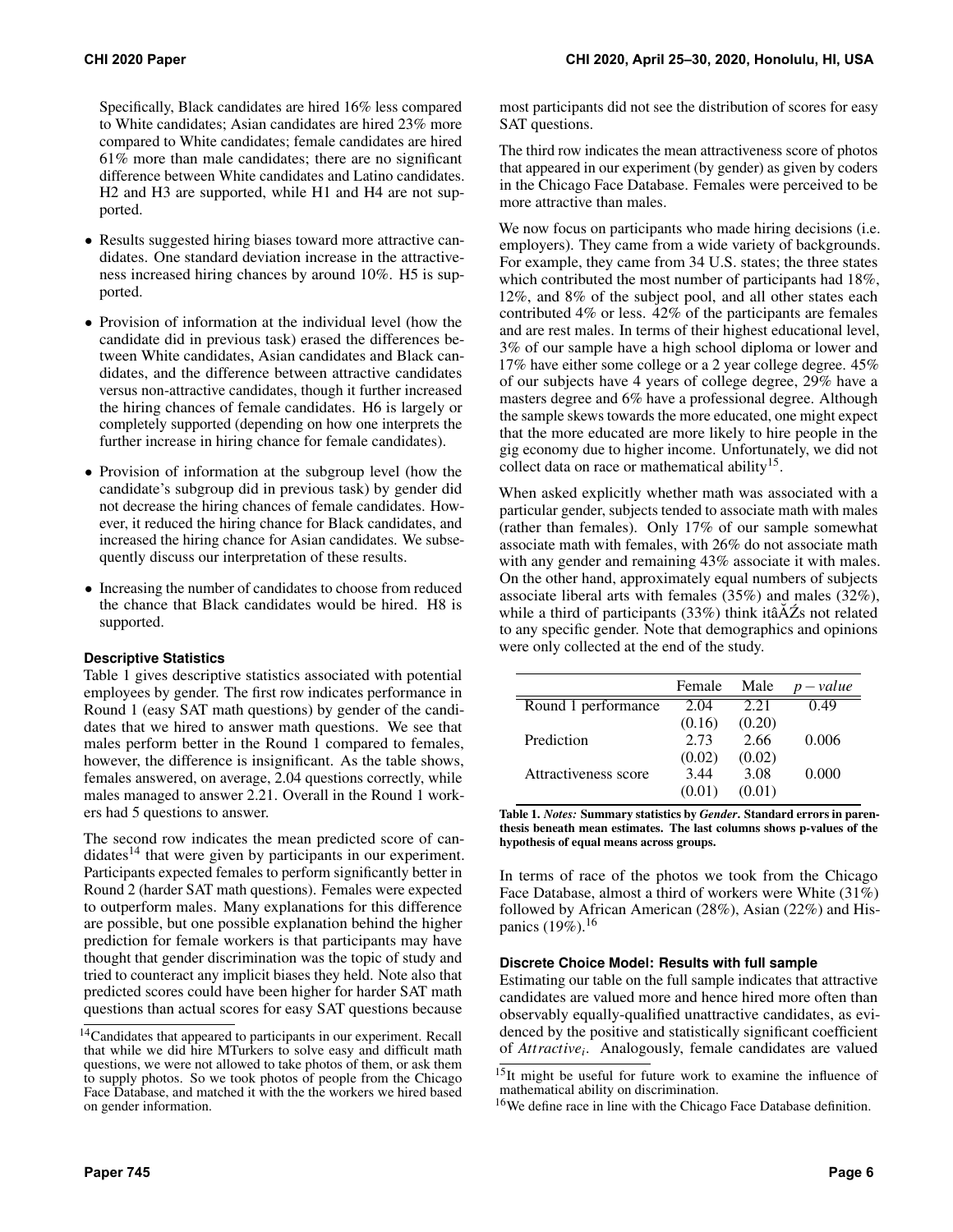Specifically, Black candidates are hired 16% less compared to White candidates; Asian candidates are hired 23% more compared to White candidates; female candidates are hired 61% more than male candidates; there are no significant difference between White candidates and Latino candidates. H2 and H3 are supported, while H1 and H4 are not supported.

- Results suggested hiring biases toward more attractive candidates. One standard deviation increase in the attractiveness increased hiring chances by around 10%. H5 is supported.
- Provision of information at the individual level (how the candidate did in previous task) erased the differences between White candidates, Asian candidates and Black candidates, and the difference between attractive candidates versus non-attractive candidates, though it further increased the hiring chances of female candidates. H6 is largely or completely supported (depending on how one interprets the further increase in hiring chance for female candidates).
- Provision of information at the subgroup level (how the candidate's subgroup did in previous task) by gender did not decrease the hiring chances of female candidates. However, it reduced the hiring chance for Black candidates, and increased the hiring chance for Asian candidates. We subsequently discuss our interpretation of these results.
- Increasing the number of candidates to choose from reduced the chance that Black candidates would be hired. H8 is supported.

### Descriptive Statistics

Table 1 gives descriptive statistics associated with potential employees by gender. The first row indicates performance in Round 1 (easy SAT math questions) by gender of the candidates that we hired to answer math questions. We see that males perform better in the Round 1 compared to females, however, the difference is insignificant. As the table shows, females answered, on average, 2.04 questions correctly, while males managed to answer 2.21. Overall in the Round 1 workers had 5 questions to answer.

The second row indicates the mean predicted score of candidates[14] that were given by participants in our experiment. Participants expected females to perform significantly better in Round 2 (harder SAT math questions). Females were expected to outperform males. Many explanations for this difference are possible, but one possible explanation behind the higher prediction for female workers is that participants may have thought that gender discrimination was the topic of study and tried to counteract any implicit biases they held. Note also that predicted scores could have been higher for harder SAT math questions than actual scores for easy SAT questions because most participants did not see the distribution of scores for easy SAT questions.

The third row indicates the mean attractiveness score of photos that appeared in our experiment (by gender) as given by coders in the Chicago Face Database. Females were perceived to be more attractive than males.

We now focus on participants who made hiring decisions (i.e. employers). They came from a wide variety of backgrounds. For example, they came from 34 U.S. states; the three states which contributed the most number of participants had 18%, 12%, and 8% of the subject pool, and all other states each contributed 4% or less. 42% of the participants are females and are rest males. In terms of their highest educational level, 3% of our sample have a high school diploma or lower and 17% have either some college or a 2 year college degree. 45% of our subjects have 4 years of college degree, 29% have a masters degree and 6% have a professional degree. Although the sample skews towards the more educated, one might expect that the more educated are more likely to hire people in the gig economy due to higher income. Unfortunately, we did not collect data on race or mathematical ability[15].

When asked explicitly whether math was associated with a particular gender, subjects tended to associate math with males (rather than females). Only 17% of our sample somewhat associate math with females, with 26% do not associate math with any gender and remaining 43% associate it with males. On the other hand, approximately equal numbers of subjects associate liberal arts with females (35%) and males (32%), while a third of participants (33%) think itâĂŹs not related to any specific gender. Note that demographics and opinions were only collected at the end of the study.

| | Female | Male | $p-value$ |
|---|---|---|---|
| Round 1 performance | 2.04 | 2.21 | 0.49 |
| | (0.16) | (0.20) | |
| Prediction | 2.73 | 2.66 | 0.006 |
| | (0.02) | (0.02) | |
| Attractiveness score | 3.44 | 3.08 | 0.000 |
| | (0.01) | (0.01) | |

**Table 1.** ***Notes:*** **Summary statistics by** ***Gender*****. Standard errors in parenthesis beneath mean estimates. The last columns shows p-values of the hypothesis of equal means across groups.**

In terms of race of the photos we took from the Chicago Face Database, almost a third of workers were White (31%) followed by African American (28%), Asian (22%) and Hispanics (19%).[16]

### Discrete Choice Model: Results with full sample

Estimating our table on the full sample indicates that attractive candidates are valued more and hence hired more often than observably equally-qualified unattractive candidates, as evidenced by the positive and statistically significant coefficient of $Attractive_i$. Analogously, female candidates are valued

[14] Candidates that appeared to participants in our experiment. Recall that while we did hire MTurkers to solve easy and difficult math questions, we were not allowed to take photos of them, or ask them to supply photos. So we took photos of people from the Chicago Face Database, and matched it with the the workers we hired based on gender information.

[15] It might be useful for future work to examine the influence of mathematical ability on discrimination.

[16] We define race in line with the Chicago Face Database definition.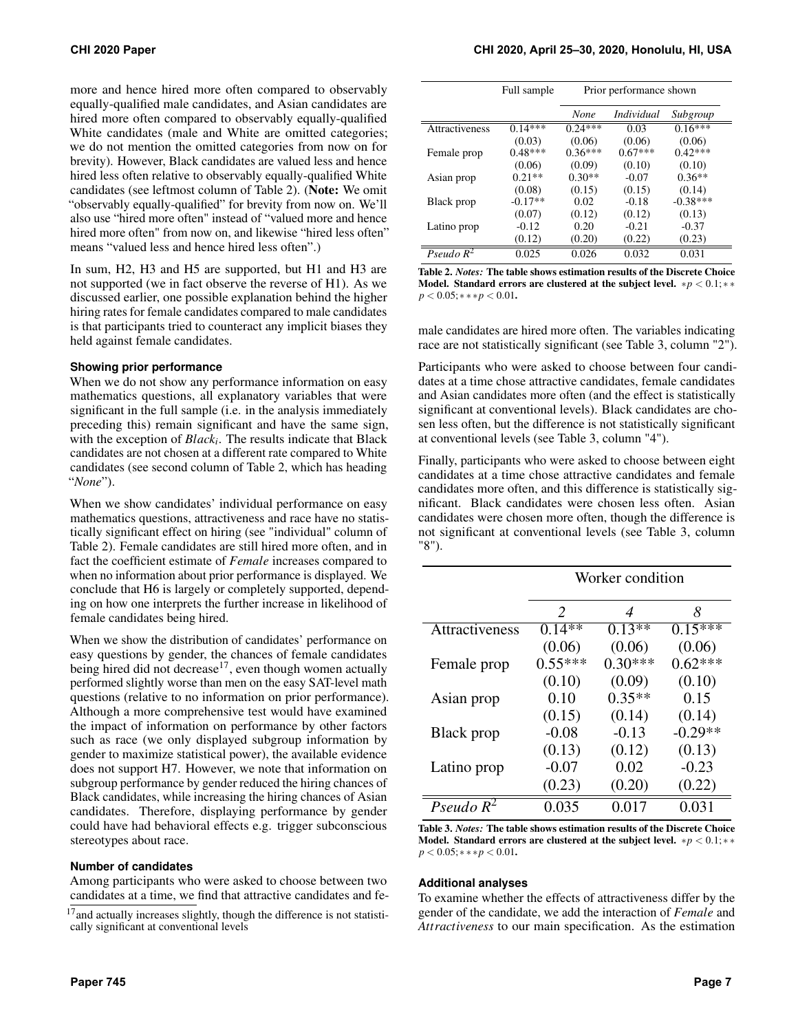more and hence hired more often compared to observably equally-qualified male candidates, and Asian candidates are hired more often compared to observably equally-qualified White candidates (male and White are omitted categories; we do not mention the omitted categories from now on for brevity). However, Black candidates are valued less and hence hired less often relative to observably equally-qualified White candidates (see leftmost column of Table 2). (**Note:** We omit "observably equally-qualified" for brevity from now on. We'll also use "hired more often" instead of "valued more and hence hired more often" from now on, and likewise "hired less often" means "valued less and hence hired less often".)

In sum, H2, H3 and H5 are supported, but H1 and H3 are not supported (we in fact observe the reverse of H1). As we discussed earlier, one possible explanation behind the higher hiring rates for female candidates compared to male candidates is that participants tried to counteract any implicit biases they held against female candidates.

### Showing prior performance

When we do not show any performance information on easy mathematics questions, all explanatory variables that were significant in the full sample (i.e. in the analysis immediately preceding this) remain significant and have the same sign, with the exception of $Black_i$. The results indicate that Black candidates are not chosen at a different rate compared to White candidates (see second column of Table 2, which has heading "*None*").

When we show candidates' individual performance on easy mathematics questions, attractiveness and race have no statistically significant effect on hiring (see "individual" column of Table 2). Female candidates are still hired more often, and in fact the coefficient estimate of *Female* increases compared to when no information about prior performance is displayed. We conclude that H6 is largely or completely supported, depending on how one interprets the further increase in likelihood of female candidates being hired.

When we show the distribution of candidates' performance on easy questions by gender, the chances of female candidates being hired did not decrease[17], even though women actually performed slightly worse than men on the easy SAT-level math questions (relative to no information on prior performance). Although a more comprehensive test would have examined the impact of information on performance by other factors such as race (we only displayed subgroup information by gender to maximize statistical power), the available evidence does not support H7. However, we note that information on subgroup performance by gender reduced the hiring chances of Black candidates, while increasing the hiring chances of Asian candidates. Therefore, displaying performance by gender could have had behavioral effects e.g. trigger subconscious stereotypes about race.

### Number of candidates

Among participants who were asked to choose between two candidates at a time, we find that attractive candidates and female candidates are hired more often. The variables indicating race are not statistically significant (see Table 3, column "2").

Participants who were asked to choose between four candidates at a time chose attractive candidates, female candidates and Asian candidates more often (and the effect is statistically significant at conventional levels). Black candidates are chosen less often, but the difference is not statistically significant at conventional levels (see Table 3, column "4").

Finally, participants who were asked to choose between eight candidates at a time chose attractive candidates and female candidates more often, and this difference is statistically significant. Black candidates were chosen less often. Asian candidates were chosen more often, though the difference is not significant at conventional levels (see Table 3, column "8").

[17] and actually increases slightly, though the difference is not statistically significant at conventional levels

| | Full sample | Prior performance shown | | |
|---|---|---|---|---|
| | | *None* | *Individual* | *Subgroup* |
| Attractiveness | 0.14*** | 0.24*** | 0.03 | 0.16*** |
| | (0.03) | (0.06) | (0.06) | (0.06) |
| Female prop | 0.48*** | 0.36*** | 0.67*** | 0.42*** |
| | (0.06) | (0.09) | (0.10) | (0.10) |
| Asian prop | 0.21** | 0.30** | -0.07 | 0.36** |
| | (0.08) | (0.15) | (0.15) | (0.14) |
| Black prop | -0.17** | 0.02 | -0.18 | -0.38*** |
| | (0.07) | (0.12) | (0.12) | (0.13) |
| Latino prop | -0.12 | 0.20 | -0.21 | -0.37 |
| | (0.12) | (0.20) | (0.22) | (0.23) |
| *Pseudo* $R^2$ | 0.025 | 0.026 | 0.032 | 0.031 |

**Table 2.** ***Notes:*** **The table shows estimation results of the Discrete Choice Model. Standard errors are clustered at the subject level.** $*p < 0.1; **p < 0.05; ***p < 0.01$.

| | Worker condition | | |
|---|---|---|---|
| | *2* | *4* | *8* |
| Attractiveness | 0.14** | 0.13** | 0.15*** |
| | (0.06) | (0.06) | (0.06) |
| Female prop | 0.55*** | 0.30*** | 0.62*** |
| | (0.10) | (0.09) | (0.10) |
| Asian prop | 0.10 | 0.35** | 0.15 |
| | (0.15) | (0.14) | (0.14) |
| Black prop | -0.08 | -0.13 | -0.29** |
| | (0.13) | (0.12) | (0.13) |
| Latino prop | -0.07 | 0.02 | -0.23 |
| | (0.23) | (0.20) | (0.22) |
| *Pseudo* $R^2$ | 0.035 | 0.017 | 0.031 |

**Table 3.** ***Notes:*** **The table shows estimation results of the Discrete Choice Model. Standard errors are clustered at the subject level.** $*p < 0.1; **p < 0.05; ***p < 0.01$.

### Additional analyses

To examine whether the effects of attractiveness differ by the gender of the candidate, we add the interaction of *Female* and *Attractiveness* to our main specification. As the estimation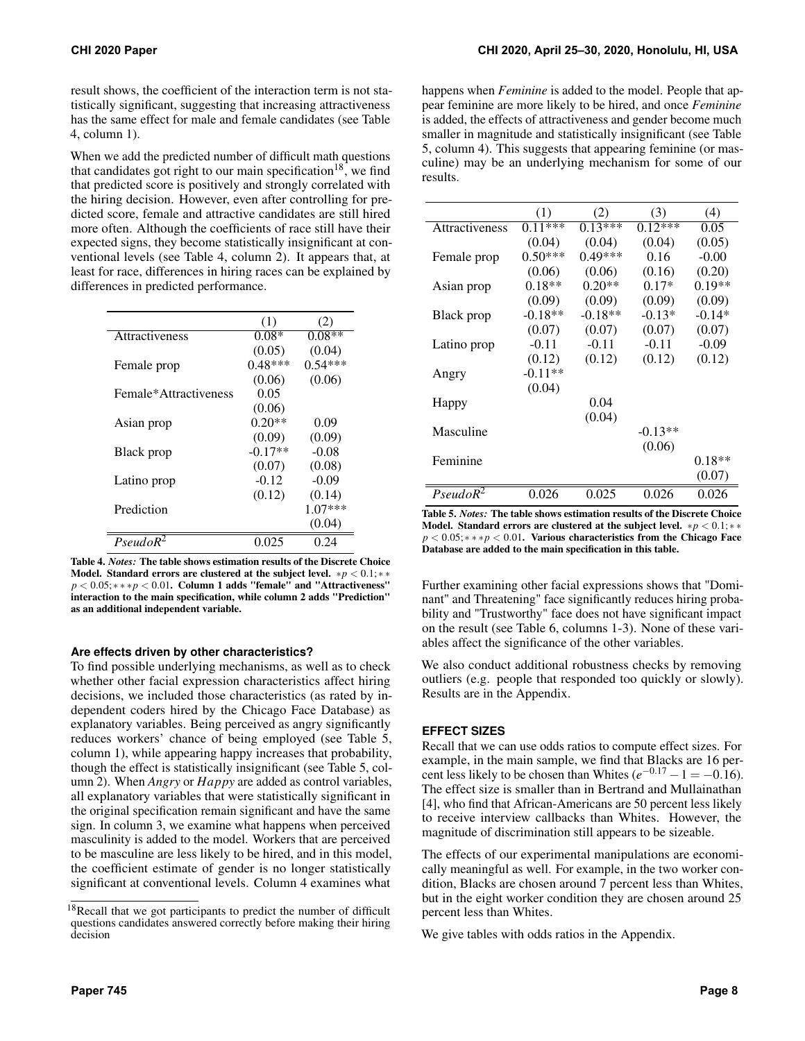result shows, the coefficient of the interaction term is not statistically significant, suggesting that increasing attractiveness has the same effect for male and female candidates (see Table 4, column 1).

When we add the predicted number of difficult math questions that candidates got right to our main specification[18], we find that predicted score is positively and strongly correlated with the hiring decision. However, even after controlling for predicted score, female and attractive candidates are still hired more often. Although the coefficients of race still have their expected signs, they become statistically insignificant at conventional levels (see Table 4, column 2). It appears that, at least for race, differences in hiring races can be explained by differences in predicted performance.

| | (1) | (2) |
|---|---|---|
| Attractiveness | 0.08* | 0.08** |
| | (0.05) | (0.04) |
| Female prop | 0.48*** | 0.54*** |
| | (0.06) | (0.06) |
| Female*Attractiveness | 0.05 | |
| | (0.06) | |
| Asian prop | 0.20** | 0.09 |
| | (0.09) | (0.09) |
| Black prop | -0.17** | -0.08 |
| | (0.07) | (0.08) |
| Latino prop | -0.12 | -0.09 |
| | (0.12) | (0.14) |
| Prediction | | 1.07*** |
| | | (0.04) |
| $PseudoR^2$ | 0.025 | 0.24 |

**Table 4.** ***Notes:*** **The table shows estimation results of the Discrete Choice Model. Standard errors are clustered at the subject level.** $*p < 0.1; **p < 0.05; ***p < 0.01$**. Column 1 adds "female" and "Attractiveness" interaction to the main specification, while column 2 adds "Prediction" as an additional independent variable.**

### Are effects driven by other characteristics?

To find possible underlying mechanisms, as well as to check whether other facial expression characteristics affect hiring decisions, we included those characteristics (as rated by independent coders hired by the Chicago Face Database) as explanatory variables. Being perceived as angry significantly reduces workers' chance of being employed (see Table 5, column 1), while appearing happy increases that probability, though the effect is statistically insignificant (see Table 5, column 2). When *Angry* or *Happy* are added as control variables, all explanatory variables that were statistically significant in the original specification remain significant and have the same sign. In column 3, we examine what happens when perceived masculinity is added to the model. Workers that are perceived to be masculine are less likely to be hired, and in this model, the coefficient estimate of gender is no longer statistically significant at conventional levels. Column 4 examines what happens when *Feminine* is added to the model. People that appear feminine are more likely to be hired, and once *Feminine* is added, the effects of attractiveness and gender become much smaller in magnitude and statistically insignificant (see Table 5, column 4). This suggests that appearing feminine (or masculine) may be an underlying mechanism for some of our results.

| | (1) | (2) | (3) | (4) |
|---|---|---|---|---|
| Attractiveness | 0.11*** | 0.13*** | 0.12*** | 0.05 |
| | (0.04) | (0.04) | (0.04) | (0.05) |
| Female prop | 0.50*** | 0.49*** | 0.16 | -0.00 |
| | (0.06) | (0.06) | (0.16) | (0.20) |
| Asian prop | 0.18** | 0.20** | 0.17* | 0.19** |
| | (0.09) | (0.09) | (0.09) | (0.09) |
| Black prop | -0.18** | -0.18** | -0.13* | -0.14* |
| | (0.07) | (0.07) | (0.07) | (0.07) |
| Latino prop | -0.11 | -0.11 | -0.11 | -0.09 |
| | (0.12) | (0.12) | (0.12) | (0.12) |
| Angry | -0.11** | | | |
| | (0.04) | | | |
| Happy | | 0.04 | | |
| | | (0.04) | | |
| Masculine | | | -0.13** | |
| | | | (0.06) | |
| Feminine | | | | 0.18** |
| | | | | (0.07) |
| $PseudoR^2$ | 0.026 | 0.025 | 0.026 | 0.026 |

**Table 5.** ***Notes:*** **The table shows estimation results of the Discrete Choice Model. Standard errors are clustered at the subject level.** $*p < 0.1; **p < 0.05; ***p < 0.01$**. Various characteristics from the Chicago Face Database are added to the main specification in this table.**

Further examining other facial expressions shows that "Dominant" and Threatening" face significantly reduces hiring probability and "Trustworthy" face does not have significant impact on the result (see Table 6, columns 1-3). None of these variables affect the significance of the other variables.

We also conduct additional robustness checks by removing outliers (e.g. people that responded too quickly or slowly). Results are in the Appendix.

## EFFECT SIZES

Recall that we can use odds ratios to compute effect sizes. For example, in the main sample, we find that Blacks are 16 percent less likely to be chosen than Whites ($e^{-0.17} - 1 = -0.16$). The effect size is smaller than in Bertrand and Mullainathan [4], who find that African-Americans are 50 percent less likely to receive interview callbacks than Whites. However, the magnitude of discrimination still appears to be sizeable.

The effects of our experimental manipulations are economically meaningful as well. For example, in the two worker condition, Blacks are chosen around 7 percent less than Whites, but in the eight worker condition they are chosen around 25 percent less than Whites.

We give tables with odds ratios in the Appendix.

[18] Recall that we got participants to predict the number of difficult questions candidates answered correctly before making their hiring decision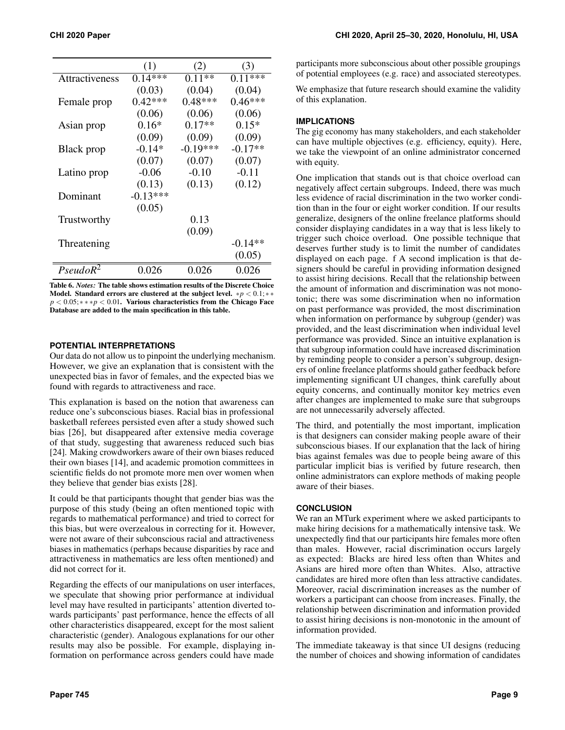|  | (1) | (2) | (3) |
|---|---|---|---|
| Attractiveness | 0.14*** | 0.11** | 0.11*** |
|  | (0.03) | (0.04) | (0.04) |
| Female prop | 0.42*** | 0.48*** | 0.46*** |
|  | (0.06) | (0.06) | (0.06) |
| Asian prop | 0.16* | 0.17** | 0.15* |
|  | (0.09) | (0.09) | (0.09) |
| Black prop | -0.14* | -0.19*** | -0.17** |
|  | (0.07) | (0.07) | (0.07) |
| Latino prop | -0.06 | -0.10 | -0.11 |
|  | (0.13) | (0.13) | (0.12) |
| Dominant | -0.13*** |  |  |
|  | (0.05) |  |  |
| Trustworthy |  | 0.13 |  |
|  |  | (0.09) |  |
| Threatening |  |  | -0.14** |
|  |  |  | (0.05) |
| $PseudoR^2$ | 0.026 | 0.026 | 0.026 |

**Table 6.** ***Notes:*** **The table shows estimation results of the Discrete Choice Model. Standard errors are clustered at the subject level.** $*p < 0.1; ** p < 0.05; *** p < 0.01$**. Various characteristics from the Chicago Face Database are added to the main specification in this table.**

### POTENTIAL INTERPRETATIONS

Our data do not allow us to pinpoint the underlying mechanism. However, we give an explanation that is consistent with the unexpected bias in favor of females, and the expected bias we found with regards to attractiveness and race.

This explanation is based on the notion that awareness can reduce one's subconscious biases. Racial bias in professional basketball referees persisted even after a study showed such bias [26], but disappeared after extensive media coverage of that study, suggesting that awareness reduced such bias [24]. Making crowdworkers aware of their own biases reduced their own biases [14], and academic promotion committees in scientific fields do not promote more men over women when they believe that gender bias exists [28].

It could be that participants thought that gender bias was the purpose of this study (being an often mentioned topic with regards to mathematical performance) and tried to correct for this bias, but were overzealous in correcting for it. However, were not aware of their subconscious racial and attractiveness biases in mathematics (perhaps because disparities by race and attractiveness in mathematics are less often mentioned) and did not correct for it.

Regarding the effects of our manipulations on user interfaces, we speculate that showing prior performance at individual level may have resulted in participants' attention diverted towards participants' past performance, hence the effects of all other characteristics disappeared, except for the most salient characteristic (gender). Analogous explanations for our other results may also be possible. For example, displaying information on performance across genders could have made participants more subconscious about other possible groupings of potential employees (e.g. race) and associated stereotypes.

We emphasize that future research should examine the validity of this explanation.

### IMPLICATIONS

The gig economy has many stakeholders, and each stakeholder can have multiple objectives (e.g. efficiency, equity). Here, we take the viewpoint of an online administrator concerned with equity.

One implication that stands out is that choice overload can negatively affect certain subgroups. Indeed, there was much less evidence of racial discrimination in the two worker condition than in the four or eight worker condition. If our results generalize, designers of the online freelance platforms should consider displaying candidates in a way that is less likely to trigger such choice overload. One possible technique that deserves further study is to limit the number of candidates displayed on each page. f A second implication is that designers should be careful in providing information designed to assist hiring decisions. Recall that the relationship between the amount of information and discrimination was not monotonic; there was some discrimination when no information on past performance was provided, the most discrimination when information on performance by subgroup (gender) was provided, and the least discrimination when individual level performance was provided. Since an intuitive explanation is that subgroup information could have increased discrimination by reminding people to consider a person's subgroup, designers of online freelance platforms should gather feedback before implementing significant UI changes, think carefully about equity concerns, and continually monitor key metrics even after changes are implemented to make sure that subgroups are not unnecessarily adversely affected.

The third, and potentially the most important, implication is that designers can consider making people aware of their subconscious biases. If our explanation that the lack of hiring bias against females was due to people being aware of this particular implicit bias is verified by future research, then online administrators can explore methods of making people aware of their biases.

### CONCLUSION

We ran an MTurk experiment where we asked participants to make hiring decisions for a mathematically intensive task. We unexpectedly find that our participants hire females more often than males. However, racial discrimination occurs largely as expected: Blacks are hired less often than Whites and Asians are hired more often than Whites. Also, attractive candidates are hired more often than less attractive candidates. Moreover, racial discrimination increases as the number of workers a participant can choose from increases. Finally, the relationship between discrimination and information provided to assist hiring decisions is non-monotonic in the amount of information provided.

The immediate takeaway is that since UI designs (reducing the number of choices and showing information of candidates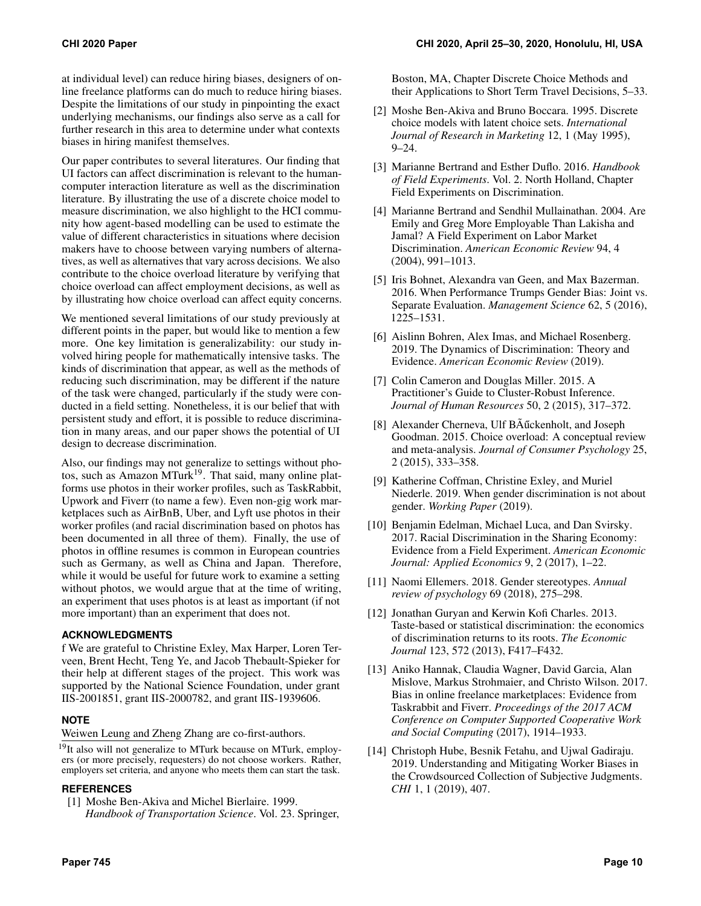at individual level) can reduce hiring biases, designers of online freelance platforms can do much to reduce hiring biases. Despite the limitations of our study in pinpointing the exact underlying mechanisms, our findings also serve as a call for further research in this area to determine under what contexts biases in hiring manifest themselves.

Our paper contributes to several literatures. Our finding that UI factors can affect discrimination is relevant to the human-computer interaction literature as well as the discrimination literature. By illustrating the use of a discrete choice model to measure discrimination, we also highlight to the HCI community how agent-based modelling can be used to estimate the value of different characteristics in situations where decision makers have to choose between varying numbers of alternatives, as well as alternatives that vary across decisions. We also contribute to the choice overload literature by verifying that choice overload can affect employment decisions, as well as by illustrating how choice overload can affect equity concerns.

We mentioned several limitations of our study previously at different points in the paper, but would like to mention a few more. One key limitation is generalizability: our study involved hiring people for mathematically intensive tasks. The kinds of discrimination that appear, as well as the methods of reducing such discrimination, may be different if the nature of the task were changed, particularly if the study were conducted in a field setting. Nonetheless, it is our belief that with persistent study and effort, it is possible to reduce discrimination in many areas, and our paper shows the potential of UI design to decrease discrimination.

Also, our findings may not generalize to settings without photos, such as Amazon MTurk[19]. That said, many online platforms use photos in their worker profiles, such as TaskRabbit, Upwork and Fiverr (to name a few). Even non-gig work marketplaces such as AirBnB, Uber, and Lyft use photos in their worker profiles (and racial discrimination based on photos has been documented in all three of them). Finally, the use of photos in offline resumes is common in European countries such as Germany, as well as China and Japan. Therefore, while it would be useful for future work to examine a setting without photos, we would argue that at the time of writing, an experiment that uses photos is at least as important (if not more important) than an experiment that does not.

## ACKNOWLEDGMENTS

f We are grateful to Christine Exley, Max Harper, Loren Terveen, Brent Hecht, Teng Ye, and Jacob Thebault-Spieker for their help at different stages of the project. This work was supported by the National Science Foundation, under grant IIS-2001851, grant IIS-2000782, and grant IIS-1939606.

## NOTE

Weiwen Leung and Zheng Zhang are co-first-authors.

[19] It also will not generalize to MTurk because on MTurk, employers (or more precisely, requesters) do not choose workers. Rather, employers set criteria, and anyone who meets them can start the task.

## REFERENCES

[1] Moshe Ben-Akiva and Michel Bierlaire. 1999. *Handbook of Transportation Science*. Vol. 23. Springer, Boston, MA, Chapter Discrete Choice Methods and their Applications to Short Term Travel Decisions, 5–33.

[2] Moshe Ben-Akiva and Bruno Boccara. 1995. Discrete choice models with latent choice sets. *International Journal of Research in Marketing* 12, 1 (May 1995), 9–24.

[3] Marianne Bertrand and Esther Duflo. 2016. *Handbook of Field Experiments*. Vol. 2. North Holland, Chapter Field Experiments on Discrimination.

[4] Marianne Bertrand and Sendhil Mullainathan. 2004. Are Emily and Greg More Employable Than Lakisha and Jamal? A Field Experiment on Labor Market Discrimination. *American Economic Review* 94, 4 (2004), 991–1013.

[5] Iris Bohnet, Alexandra van Geen, and Max Bazerman. 2016. When Performance Trumps Gender Bias: Joint vs. Separate Evaluation. *Management Science* 62, 5 (2016), 1225–1531.

[6] Aislinn Bohren, Alex Imas, and Michael Rosenberg. 2019. The Dynamics of Discrimination: Theory and Evidence. *American Economic Review* (2019).

[7] Colin Cameron and Douglas Miller. 2015. A Practitioner's Guide to Cluster-Robust Inference. *Journal of Human Resources* 50, 2 (2015), 317–372.

[8] Alexander Cherneva, Ulf BÃűckenholt, and Joseph Goodman. 2015. Choice overload: A conceptual review and meta-analysis. *Journal of Consumer Psychology* 25, 2 (2015), 333–358.

[9] Katherine Coffman, Christine Exley, and Muriel Niederle. 2019. When gender discrimination is not about gender. *Working Paper* (2019).

[10] Benjamin Edelman, Michael Luca, and Dan Svirsky. 2017. Racial Discrimination in the Sharing Economy: Evidence from a Field Experiment. *American Economic Journal: Applied Economics* 9, 2 (2017), 1–22.

[11] Naomi Ellemers. 2018. Gender stereotypes. *Annual review of psychology* 69 (2018), 275–298.

[12] Jonathan Guryan and Kerwin Kofi Charles. 2013. Taste-based or statistical discrimination: the economics of discrimination returns to its roots. *The Economic Journal* 123, 572 (2013), F417–F432.

[13] Aniko Hannak, Claudia Wagner, David Garcia, Alan Mislove, Markus Strohmaier, and Christo Wilson. 2017. Bias in online freelance marketplaces: Evidence from Taskrabbit and Fiverr. *Proceedings of the 2017 ACM Conference on Computer Supported Cooperative Work and Social Computing* (2017), 1914–1933.

[14] Christoph Hube, Besnik Fetahu, and Ujwal Gadiraju. 2019. Understanding and Mitigating Worker Biases in the Crowdsourced Collection of Subjective Judgments. *CHI* 1, 1 (2019), 407.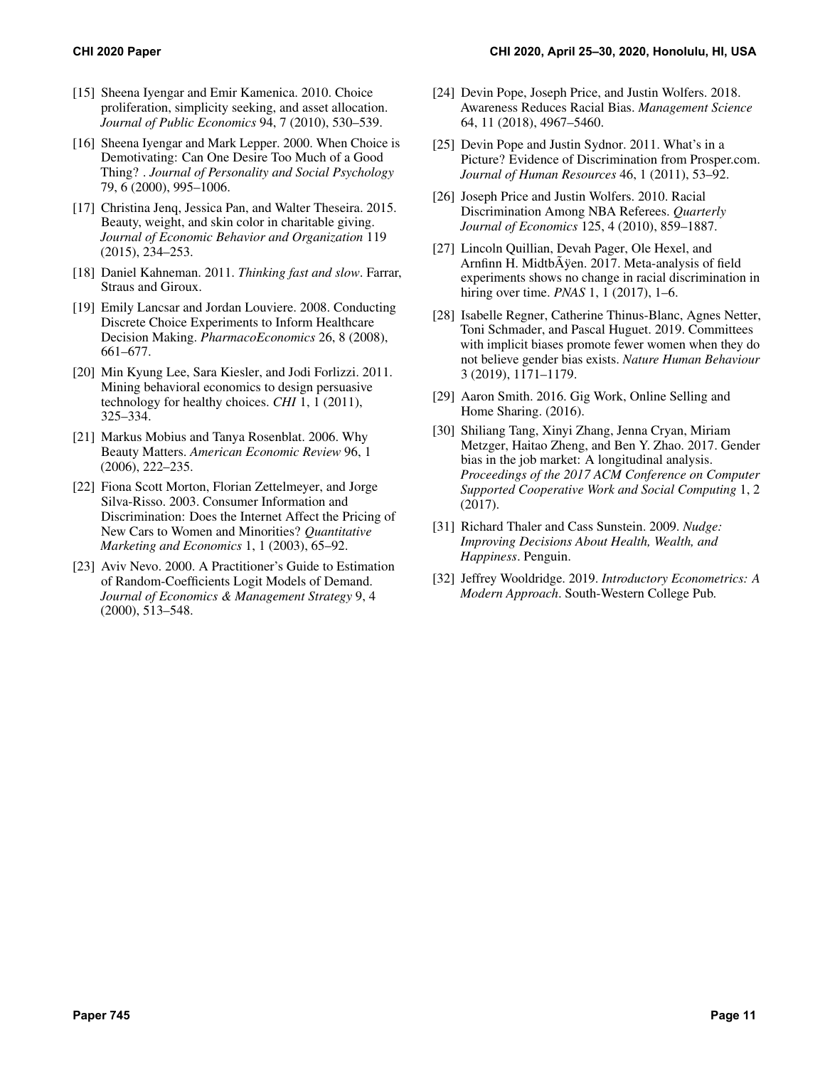[15] Sheena Iyengar and Emir Kamenica. 2010. Choice proliferation, simplicity seeking, and asset allocation. *Journal of Public Economics* 94, 7 (2010), 530–539.

[16] Sheena Iyengar and Mark Lepper. 2000. When Choice is Demotivating: Can One Desire Too Much of a Good Thing? . *Journal of Personality and Social Psychology* 79, 6 (2000), 995–1006.

[17] Christina Jenq, Jessica Pan, and Walter Theseira. 2015. Beauty, weight, and skin color in charitable giving. *Journal of Economic Behavior and Organization* 119 (2015), 234–253.

[18] Daniel Kahneman. 2011. *Thinking fast and slow*. Farrar, Straus and Giroux.

[19] Emily Lancsar and Jordan Louviere. 2008. Conducting Discrete Choice Experiments to Inform Healthcare Decision Making. *PharmacoEconomics* 26, 8 (2008), 661–677.

[20] Min Kyung Lee, Sara Kiesler, and Jodi Forlizzi. 2011. Mining behavioral economics to design persuasive technology for healthy choices. *CHI* 1, 1 (2011), 325–334.

[21] Markus Mobius and Tanya Rosenblat. 2006. Why Beauty Matters. *American Economic Review* 96, 1 (2006), 222–235.

[22] Fiona Scott Morton, Florian Zettelmeyer, and Jorge Silva-Risso. 2003. Consumer Information and Discrimination: Does the Internet Affect the Pricing of New Cars to Women and Minorities? *Quantitative Marketing and Economics* 1, 1 (2003), 65–92.

[23] Aviv Nevo. 2000. A Practitioner's Guide to Estimation of Random-Coefficients Logit Models of Demand. *Journal of Economics & Management Strategy* 9, 4 (2000), 513–548.

[24] Devin Pope, Joseph Price, and Justin Wolfers. 2018. Awareness Reduces Racial Bias. *Management Science* 64, 11 (2018), 4967–5460.

[25] Devin Pope and Justin Sydnor. 2011. What's in a Picture? Evidence of Discrimination from Prosper.com. *Journal of Human Resources* 46, 1 (2011), 53–92.

[26] Joseph Price and Justin Wolfers. 2010. Racial Discrimination Among NBA Referees. *Quarterly Journal of Economics* 125, 4 (2010), 859–1887.

[27] Lincoln Quillian, Devah Pager, Ole Hexel, and Arnfinn H. MidtbÃÿen. 2017. Meta-analysis of field experiments shows no change in racial discrimination in hiring over time. *PNAS* 1, 1 (2017), 1–6.

[28] Isabelle Regner, Catherine Thinus-Blanc, Agnes Netter, Toni Schmader, and Pascal Huguet. 2019. Committees with implicit biases promote fewer women when they do not believe gender bias exists. *Nature Human Behaviour* 3 (2019), 1171–1179.

[29] Aaron Smith. 2016. Gig Work, Online Selling and Home Sharing. (2016).

[30] Shiliang Tang, Xinyi Zhang, Jenna Cryan, Miriam Metzger, Haitao Zheng, and Ben Y. Zhao. 2017. Gender bias in the job market: A longitudinal analysis. *Proceedings of the 2017 ACM Conference on Computer Supported Cooperative Work and Social Computing* 1, 2 (2017).

[31] Richard Thaler and Cass Sunstein. 2009. *Nudge: Improving Decisions About Health, Wealth, and Happiness*. Penguin.

[32] Jeffrey Wooldridge. 2019. *Introductory Econometrics: A Modern Approach*. South-Western College Pub.